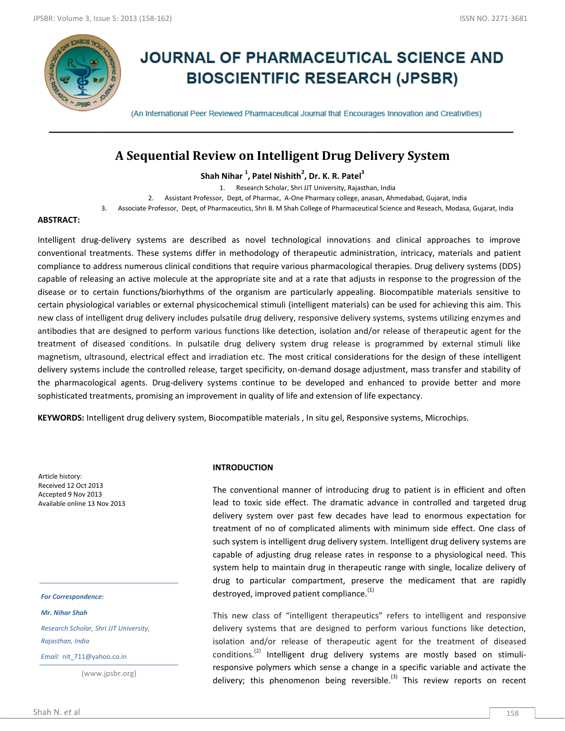# JOURNAL OF PHARMACEUTICAL SCIENCE AND BIOSCIENTIFIC RESEARCH (JPSBR)

(An International Peer Reviewed Pharmaceutical Journal that Encourages Innovation and Creativities)

## A Sequential Review on Intelligent Drug Delivery System

**Shah Nihar [1], Patel Nishith[2], Dr. K. R. Patel[3]**

1. Research Scholar, Shri JJT University, Rajasthan, India
2. Assistant Professor, Dept, of Pharmac, A-One Pharmacy college, anasan, Ahmedabad, Gujarat, India
3. Associate Professor, Dept, of Pharmaceutics, Shri B. M Shah College of Pharmaceutical Science and Reseach, Modasa, Gujarat, India

**ABSTRACT:**

Intelligent drug-delivery systems are described as novel technological innovations and clinical approaches to improve conventional treatments. These systems differ in methodology of therapeutic administration, intricacy, materials and patient compliance to address numerous clinical conditions that require various pharmacological therapies. Drug delivery systems (DDS) capable of releasing an active molecule at the appropriate site and at a rate that adjusts in response to the progression of the disease or to certain functions/biorhythms of the organism are particularly appealing. Biocompatible materials sensitive to certain physiological variables or external physicochemical stimuli (intelligent materials) can be used for achieving this aim. This new class of intelligent drug delivery includes pulsatile drug delivery, responsive delivery systems, systems utilizing enzymes and antibodies that are designed to perform various functions like detection, isolation and/or release of therapeutic agent for the treatment of diseased conditions. In pulsatile drug delivery system drug release is programmed by external stimuli like magnetism, ultrasound, electrical effect and irradiation etc. The most critical considerations for the design of these intelligent delivery systems include the controlled release, target specificity, on-demand dosage adjustment, mass transfer and stability of the pharmacological agents. Drug-delivery systems continue to be developed and enhanced to provide better and more sophisticated treatments, promising an improvement in quality of life and extension of life expectancy.

**KEYWORDS:** Intelligent drug delivery system, Biocompatible materials , In situ gel, Responsive systems, Microchips.

Article history:
Received 12 Oct 2013
Accepted 9 Nov 2013
Available online 13 Nov 2013

*For Correspondence:*

*Mr. Nihar Shah*

*Research Scholar, Shri JJT University, Rajasthan, India*

*Email: nit_711@yahoo.co.in*

(www.jpsbr.org)

### INTRODUCTION

The conventional manner of introducing drug to patient is in efficient and often lead to toxic side effect. The dramatic advance in controlled and targeted drug delivery system over past few decades have lead to enormous expectation for treatment of no of complicated aliments with minimum side effect. One class of such system is intelligent drug delivery system. Intelligent drug delivery systems are capable of adjusting drug release rates in response to a physiological need. This system help to maintain drug in therapeutic range with single, localize delivery of drug to particular compartment, preserve the medicament that are rapidly destroyed, improved patient compliance.[1]

This new class of "intelligent therapeutics" refers to intelligent and responsive delivery systems that are designed to perform various functions like detection, isolation and/or release of therapeutic agent for the treatment of diseased conditions.[2] Intelligent drug delivery systems are mostly based on stimuli-responsive polymers which sense a change in a specific variable and activate the delivery; this phenomenon being reversible.[3] This review reports on recent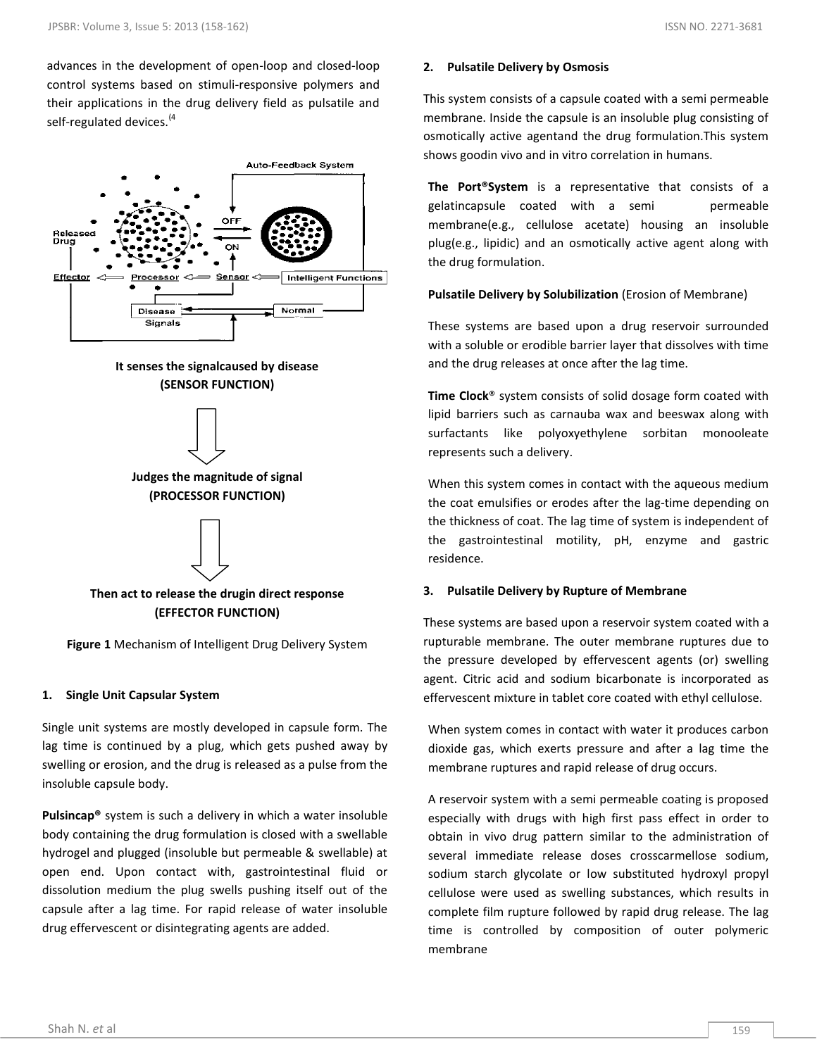advances in the development of open-loop and closed-loop control systems based on stimuli-responsive polymers and their applications in the drug delivery field as pulsatile and self-regulated devices.[4

It senses the signalcaused by disease
(SENSOR FUNCTION)

Judges the magnitude of signal
(PROCESSOR FUNCTION)

Then act to release the drugin direct response
(EFFECTOR FUNCTION)

**Figure 1** Mechanism of Intelligent Drug Delivery System

### 1. Single Unit Capsular System

Single unit systems are mostly developed in capsule form. The lag time is continued by a plug, which gets pushed away by swelling or erosion, and the drug is released as a pulse from the insoluble capsule body.

**Pulsincap®** system is such a delivery in which a water insoluble body containing the drug formulation is closed with a swellable hydrogel and plugged (insoluble but permeable & swellable) at open end. Upon contact with, gastrointestinal fluid or dissolution medium the plug swells pushing itself out of the capsule after a lag time. For rapid release of water insoluble drug effervescent or disintegrating agents are added.

### 2. Pulsatile Delivery by Osmosis

This system consists of a capsule coated with a semi permeable membrane. Inside the capsule is an insoluble plug consisting of osmotically active agentand the drug formulation.This system shows goodin vivo and in vitro correlation in humans.

**The Port®System** is a representative that consists of a gelatincapsule coated with a semi permeable membrane(e.g., cellulose acetate) housing an insoluble plug(e.g., lipidic) and an osmotically active agent along with the drug formulation.

**Pulsatile Delivery by Solubilization** (Erosion of Membrane)

These systems are based upon a drug reservoir surrounded with a soluble or erodible barrier layer that dissolves with time and the drug releases at once after the lag time.

**Time Clock**® system consists of solid dosage form coated with lipid barriers such as carnauba wax and beeswax along with surfactants like polyoxyethylene sorbitan monooleate represents such a delivery.

When this system comes in contact with the aqueous medium the coat emulsifies or erodes after the lag-time depending on the thickness of coat. The lag time of system is independent of the gastrointestinal motility, pH, enzyme and gastric residence.

### 3. Pulsatile Delivery by Rupture of Membrane

These systems are based upon a reservoir system coated with a rupturable membrane. The outer membrane ruptures due to the pressure developed by effervescent agents (or) swelling agent. Citric acid and sodium bicarbonate is incorporated as effervescent mixture in tablet core coated with ethyl cellulose.

When system comes in contact with water it produces carbon dioxide gas, which exerts pressure and after a lag time the membrane ruptures and rapid release of drug occurs.

A reservoir system with a semi permeable coating is proposed especially with drugs with high first pass effect in order to obtain in vivo drug pattern similar to the administration of several immediate release doses crosscarmellose sodium, sodium starch glycolate or low substituted hydroxyl propyl cellulose were used as swelling substances, which results in complete film rupture followed by rapid drug release. The lag time is controlled by composition of outer polymeric membrane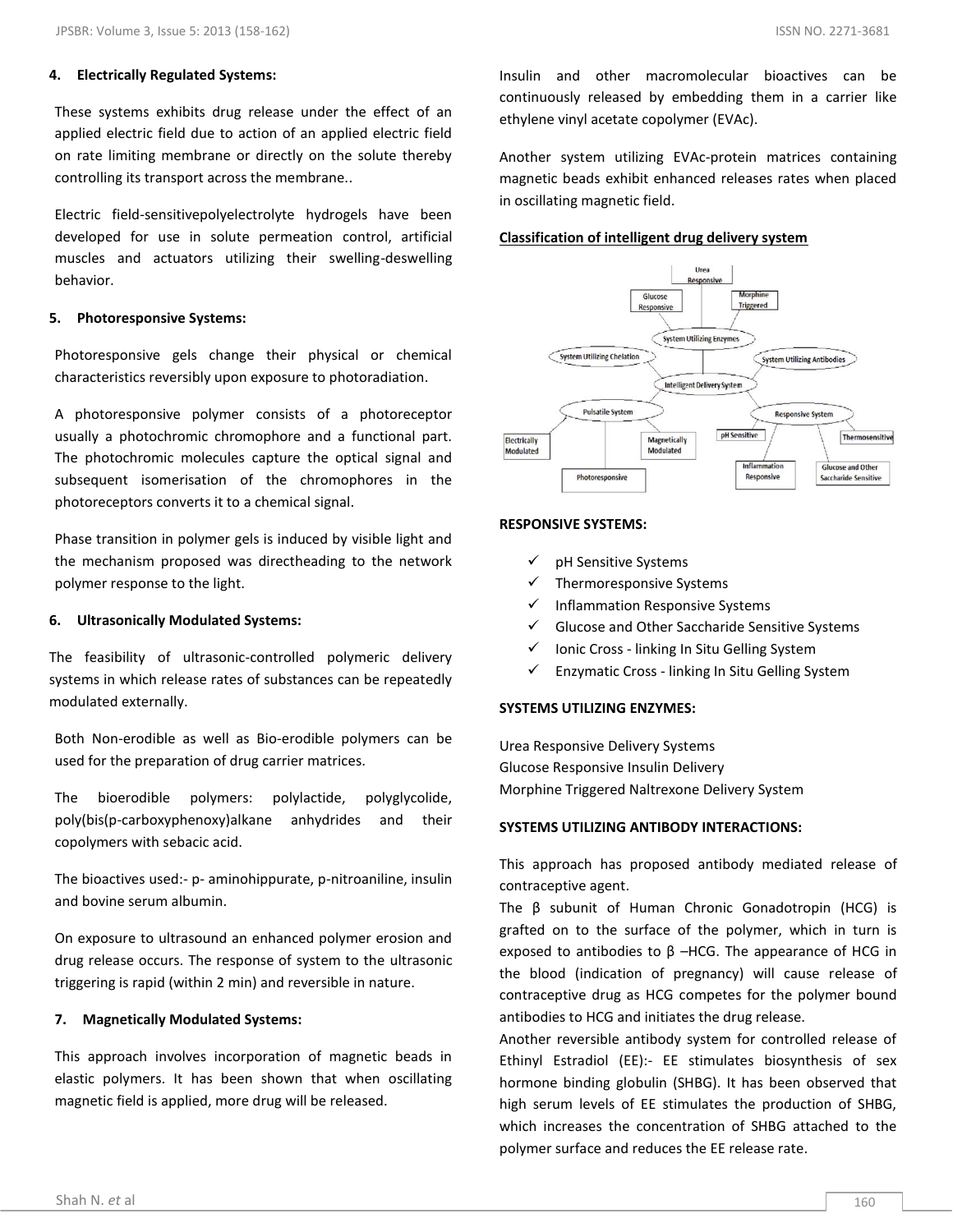#### 4. Electrically Regulated Systems:

These systems exhibits drug release under the effect of an applied electric field due to action of an applied electric field on rate limiting membrane or directly on the solute thereby controlling its transport across the membrane..

Electric field-sensitivepolyelectrolyte hydrogels have been developed for use in solute permeation control, artificial muscles and actuators utilizing their swelling-deswelling behavior.

#### 5. Photoresponsive Systems:

Photoresponsive gels change their physical or chemical characteristics reversibly upon exposure to photoradiation.

A photoresponsive polymer consists of a photoreceptor usually a photochromic chromophore and a functional part. The photochromic molecules capture the optical signal and subsequent isomerisation of the chromophores in the photoreceptors converts it to a chemical signal.

Phase transition in polymer gels is induced by visible light and the mechanism proposed was directheading to the network polymer response to the light.

#### 6. Ultrasonically Modulated Systems:

The feasibility of ultrasonic-controlled polymeric delivery systems in which release rates of substances can be repeatedly modulated externally.

Both Non-erodible as well as Bio-erodible polymers can be used for the preparation of drug carrier matrices.

The bioerodible polymers: polylactide, polyglycolide, poly(bis(p-carboxyphenoxy)alkane anhydrides and their copolymers with sebacic acid.

The bioactives used:- p- aminohippurate, p-nitroaniline, insulin and bovine serum albumin.

On exposure to ultrasound an enhanced polymer erosion and drug release occurs. The response of system to the ultrasonic triggering is rapid (within 2 min) and reversible in nature.

#### 7. Magnetically Modulated Systems:

This approach involves incorporation of magnetic beads in elastic polymers. It has been shown that when oscillating magnetic field is applied, more drug will be released.

Insulin and other macromolecular bioactives can be continuously released by embedding them in a carrier like ethylene vinyl acetate copolymer (EVAc).

Another system utilizing EVAc-protein matrices containing magnetic beads exhibit enhanced releases rates when placed in oscillating magnetic field.

**Classification of intelligent drug delivery system**

- Intelligent Delivery System
  - System Utilizing Enzymes
    - Urea Responsive
    - Glucose Responsive
    - Morphine Triggered
  - System Utilizing Chelation
  - System Utilizing Antibodies
  - Pulsatile System
    - Electrically Modulated
    - Photoresponsive
    - Magnetically Modulated
  - Responsive System
    - pH Sensitive
    - Thermosensitive
    - Inflammation Responsive
    - Glucose and Other Saccharide Sensitive

**RESPONSIVE SYSTEMS:**

- ✓ pH Sensitive Systems
- ✓ Thermoresponsive Systems
- ✓ Inflammation Responsive Systems
- ✓ Glucose and Other Saccharide Sensitive Systems
- ✓ Ionic Cross - linking In Situ Gelling System
- ✓ Enzymatic Cross - linking In Situ Gelling System

**SYSTEMS UTILIZING ENZYMES:**

Urea Responsive Delivery Systems
Glucose Responsive Insulin Delivery
Morphine Triggered Naltrexone Delivery System

**SYSTEMS UTILIZING ANTIBODY INTERACTIONS:**

This approach has proposed antibody mediated release of contraceptive agent.

The β subunit of Human Chronic Gonadotropin (HCG) is grafted on to the surface of the polymer, which in turn is exposed to antibodies to β –HCG. The appearance of HCG in the blood (indication of pregnancy) will cause release of contraceptive drug as HCG competes for the polymer bound antibodies to HCG and initiates the drug release.

Another reversible antibody system for controlled release of Ethinyl Estradiol (EE):- EE stimulates biosynthesis of sex hormone binding globulin (SHBG). It has been observed that high serum levels of EE stimulates the production of SHBG, which increases the concentration of SHBG attached to the polymer surface and reduces the EE release rate.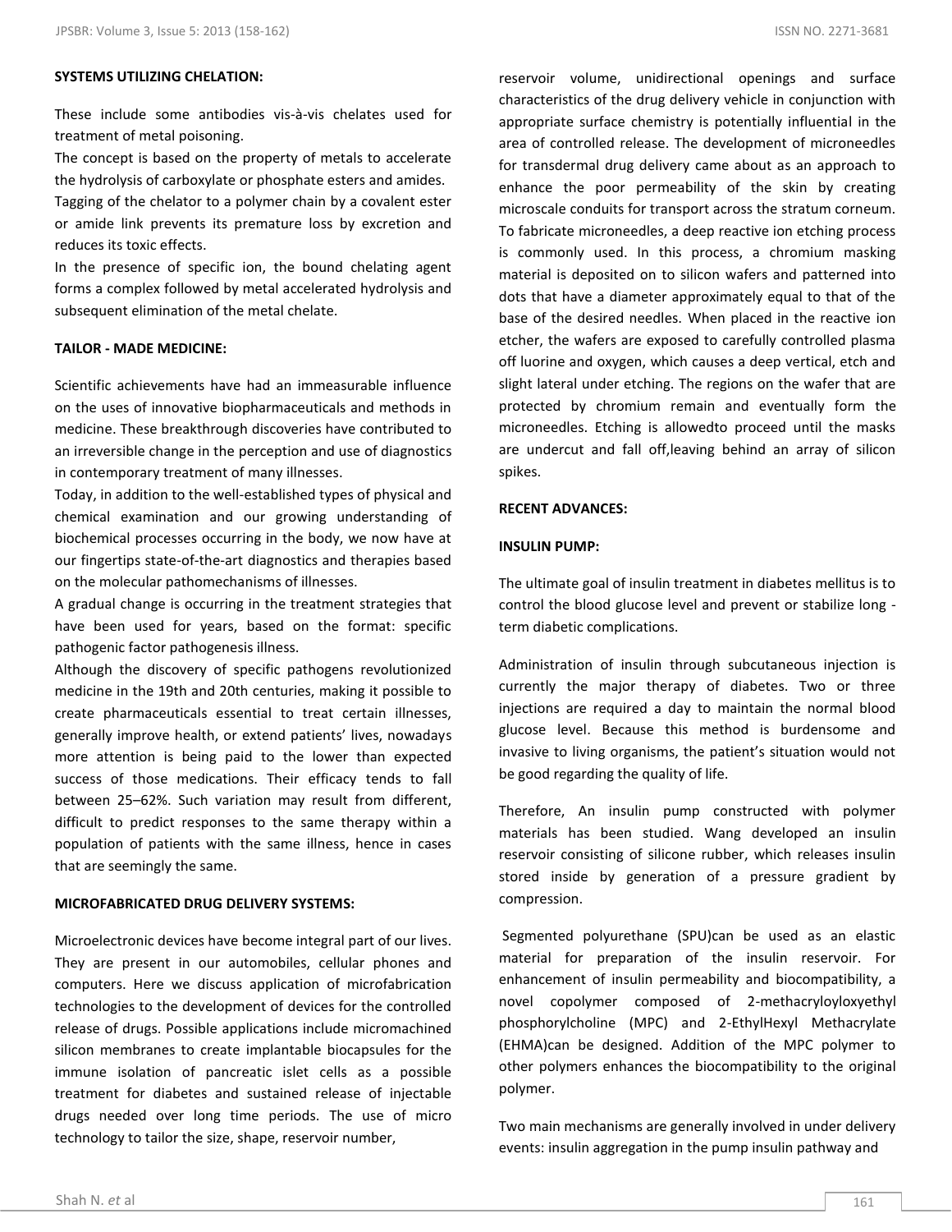**SYSTEMS UTILIZING CHELATION:**

These include some antibodies vis-à-vis chelates used for treatment of metal poisoning.

The concept is based on the property of metals to accelerate the hydrolysis of carboxylate or phosphate esters and amides.

Tagging of the chelator to a polymer chain by a covalent ester or amide link prevents its premature loss by excretion and reduces its toxic effects.

In the presence of specific ion, the bound chelating agent forms a complex followed by metal accelerated hydrolysis and subsequent elimination of the metal chelate.

**TAILOR - MADE MEDICINE:**

Scientific achievements have had an immeasurable influence on the uses of innovative biopharmaceuticals and methods in medicine. These breakthrough discoveries have contributed to an irreversible change in the perception and use of diagnostics in contemporary treatment of many illnesses.

Today, in addition to the well-established types of physical and chemical examination and our growing understanding of biochemical processes occurring in the body, we now have at our fingertips state-of-the-art diagnostics and therapies based on the molecular pathomechanisms of illnesses.

A gradual change is occurring in the treatment strategies that have been used for years, based on the format: specific pathogenic factor pathogenesis illness.

Although the discovery of specific pathogens revolutionized medicine in the 19th and 20th centuries, making it possible to create pharmaceuticals essential to treat certain illnesses, generally improve health, or extend patients' lives, nowadays more attention is being paid to the lower than expected success of those medications. Their efficacy tends to fall between 25–62%. Such variation may result from different, difficult to predict responses to the same therapy within a population of patients with the same illness, hence in cases that are seemingly the same.

**MICROFABRICATED DRUG DELIVERY SYSTEMS:**

Microelectronic devices have become integral part of our lives. They are present in our automobiles, cellular phones and computers. Here we discuss application of microfabrication technologies to the development of devices for the controlled release of drugs. Possible applications include micromachined silicon membranes to create implantable biocapsules for the immune isolation of pancreatic islet cells as a possible treatment for diabetes and sustained release of injectable drugs needed over long time periods. The use of micro technology to tailor the size, shape, reservoir number, reservoir volume, unidirectional openings and surface characteristics of the drug delivery vehicle in conjunction with appropriate surface chemistry is potentially influential in the area of controlled release. The development of microneedles for transdermal drug delivery came about as an approach to enhance the poor permeability of the skin by creating microscale conduits for transport across the stratum corneum. To fabricate microneedles, a deep reactive ion etching process is commonly used. In this process, a chromium masking material is deposited on to silicon wafers and patterned into dots that have a diameter approximately equal to that of the base of the desired needles. When placed in the reactive ion etcher, the wafers are exposed to carefully controlled plasma off luorine and oxygen, which causes a deep vertical, etch and slight lateral under etching. The regions on the wafer that are protected by chromium remain and eventually form the microneedles. Etching is allowedto proceed until the masks are undercut and fall off,leaving behind an array of silicon spikes.

**RECENT ADVANCES:**

**INSULIN PUMP:**

The ultimate goal of insulin treatment in diabetes mellitus is to control the blood glucose level and prevent or stabilize long - term diabetic complications.

Administration of insulin through subcutaneous injection is currently the major therapy of diabetes. Two or three injections are required a day to maintain the normal blood glucose level. Because this method is burdensome and invasive to living organisms, the patient's situation would not be good regarding the quality of life.

Therefore, An insulin pump constructed with polymer materials has been studied. Wang developed an insulin reservoir consisting of silicone rubber, which releases insulin stored inside by generation of a pressure gradient by compression.

Segmented polyurethane (SPU)can be used as an elastic material for preparation of the insulin reservoir. For enhancement of insulin permeability and biocompatibility, a novel copolymer composed of 2-methacryloyloxyethyl phosphorylcholine (MPC) and 2-EthylHexyl Methacrylate (EHMA)can be designed. Addition of the MPC polymer to other polymers enhances the biocompatibility to the original polymer.

Two main mechanisms are generally involved in under delivery events: insulin aggregation in the pump insulin pathway and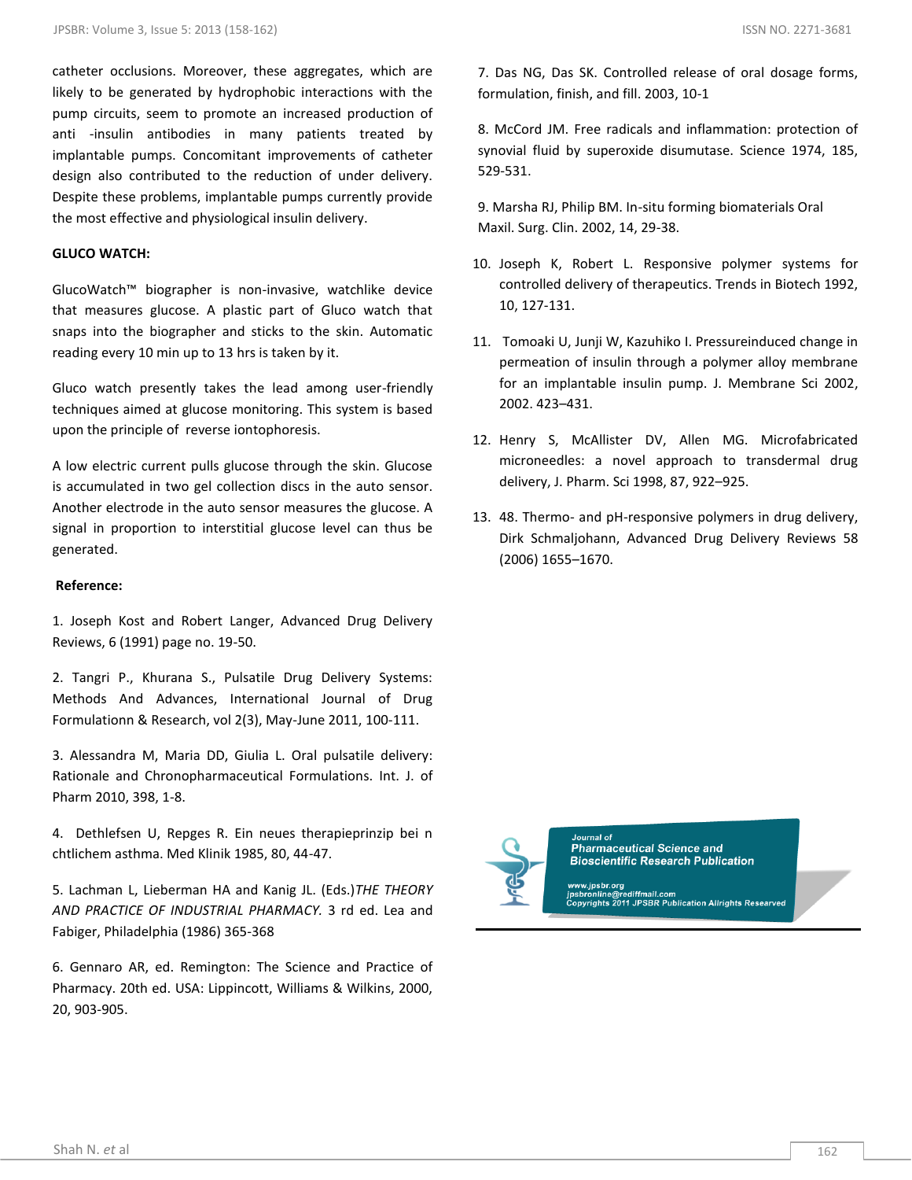catheter occlusions. Moreover, these aggregates, which are likely to be generated by hydrophobic interactions with the pump circuits, seem to promote an increased production of anti -insulin antibodies in many patients treated by implantable pumps. Concomitant improvements of catheter design also contributed to the reduction of under delivery. Despite these problems, implantable pumps currently provide the most effective and physiological insulin delivery.

**GLUCO WATCH:**

GlucoWatch™ biographer is non-invasive, watchlike device that measures glucose. A plastic part of Gluco watch that snaps into the biographer and sticks to the skin. Automatic reading every 10 min up to 13 hrs is taken by it.

Gluco watch presently takes the lead among user-friendly techniques aimed at glucose monitoring. This system is based upon the principle of reverse iontophoresis.

A low electric current pulls glucose through the skin. Glucose is accumulated in two gel collection discs in the auto sensor. Another electrode in the auto sensor measures the glucose. A signal in proportion to interstitial glucose level can thus be generated.

**Reference:**

1. Joseph Kost and Robert Langer, Advanced Drug Delivery Reviews, 6 (1991) page no. 19-50.

2. Tangri P., Khurana S., Pulsatile Drug Delivery Systems: Methods And Advances, International Journal of Drug Formulationn & Research, vol 2(3), May-June 2011, 100-111.

3. Alessandra M, Maria DD, Giulia L. Oral pulsatile delivery: Rationale and Chronopharmaceutical Formulations. Int. J. of Pharm 2010, 398, 1-8.

4. Dethlefsen U, Repges R. Ein neues therapieprinzip bei n chtlichem asthma. Med Klinik 1985, 80, 44-47.

5. Lachman L, Lieberman HA and Kanig JL. (Eds.)*THE THEORY AND PRACTICE OF INDUSTRIAL PHARMACY.* 3 rd ed. Lea and Fabiger, Philadelphia (1986) 365-368

6. Gennaro AR, ed. Remington: The Science and Practice of Pharmacy. 20th ed. USA: Lippincott, Williams & Wilkins, 2000, 20, 903-905.

7. Das NG, Das SK. Controlled release of oral dosage forms, formulation, finish, and fill. 2003, 10-1

8. McCord JM. Free radicals and inflammation: protection of synovial fluid by superoxide disumutase. Science 1974, 185, 529-531.

9. Marsha RJ, Philip BM. In-situ forming biomaterials Oral Maxil. Surg. Clin. 2002, 14, 29-38.

10. Joseph K, Robert L. Responsive polymer systems for controlled delivery of therapeutics. Trends in Biotech 1992, 10, 127-131.

11. Tomoaki U, Junji W, Kazuhiko I. Pressureinduced change in permeation of insulin through a polymer alloy membrane for an implantable insulin pump. J. Membrane Sci 2002, 2002. 423–431.

12. Henry S, McAllister DV, Allen MG. Microfabricated microneedles: a novel approach to transdermal drug delivery, J. Pharm. Sci 1998, 87, 922–925.

13. 48. Thermo- and pH-responsive polymers in drug delivery, Dirk Schmaljohann, Advanced Drug Delivery Reviews 58 (2006) 1655–1670.

Journal of
Pharmaceutical Science and
Bioscientific Research Publication
www.jpsbr.org
jpsbronline@rediffmail.com
Copyrights 2011 JPSBR Publication Allrights Researved